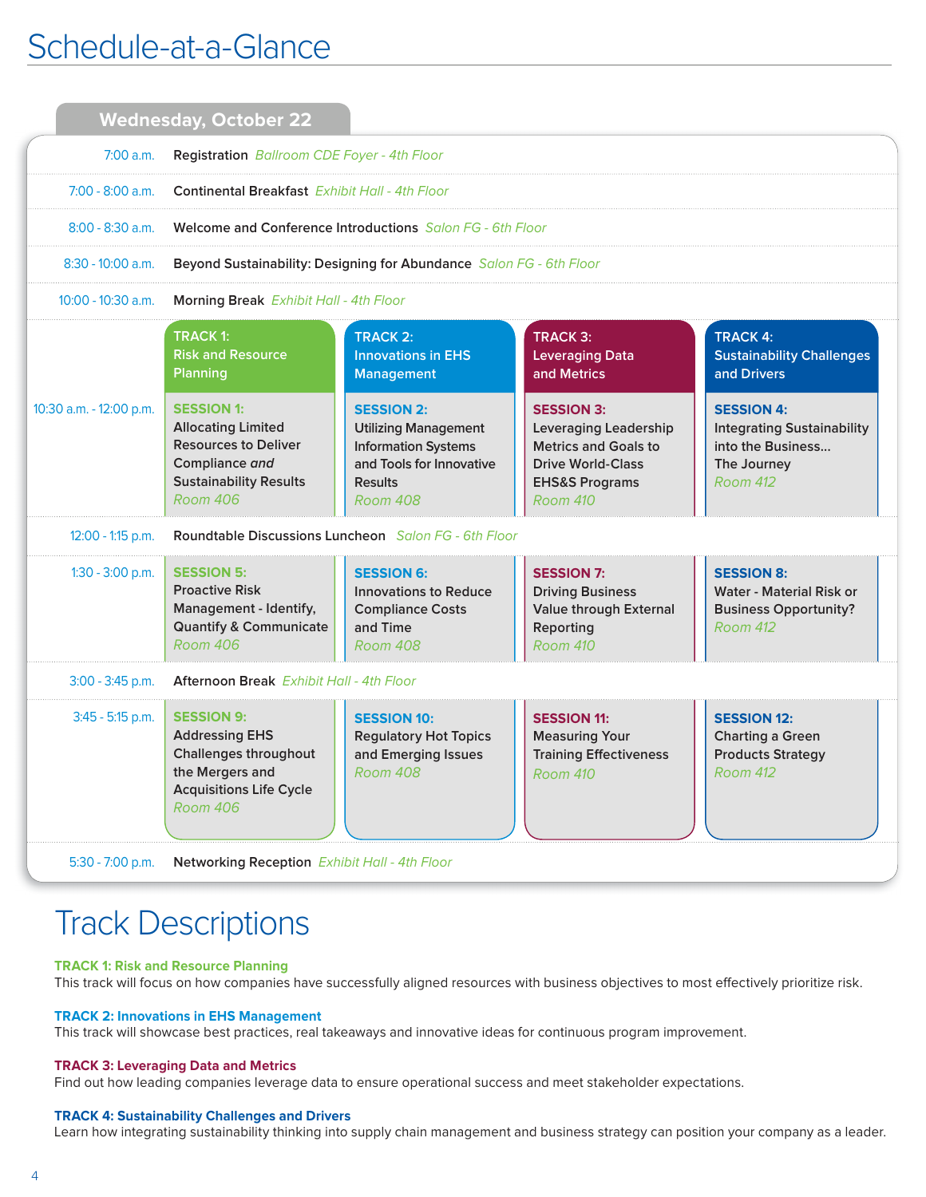# Schedule-at-a-Glance

## Wednesday, October 22

| Time | Event | | | |
|---|---|---|---|---|
| 7:00 a.m. | Registration *Ballroom CDE Foyer - 4th Floor* | | | |
| 7:00 - 8:00 a.m. | Continental Breakfast *Exhibit Hall - 4th Floor* | | | |
| 8:00 - 8:30 a.m. | Welcome and Conference Introductions *Salon FG - 6th Floor* | | | |
| 8:30 - 10:00 a.m. | Beyond Sustainability: Designing for Abundance *Salon FG - 6th Floor* | | | |
| 10:00 - 10:30 a.m. | Morning Break *Exhibit Hall - 4th Floor* | | | |
| | **TRACK 1: Risk and Resource Planning** | **TRACK 2: Innovations in EHS Management** | **TRACK 3: Leveraging Data and Metrics** | **TRACK 4: Sustainability Challenges and Drivers** |
| 10:30 a.m. - 12:00 p.m. | **SESSION 1:** Allocating Limited Resources to Deliver Compliance *and* Sustainability Results *Room 406* | **SESSION 2:** Utilizing Management Information Systems and Tools for Innovative Results *Room 408* | **SESSION 3:** Leveraging Leadership Metrics and Goals to Drive World-Class EHS&S Programs *Room 410* | **SESSION 4:** Integrating Sustainability into the Business... The Journey *Room 412* |
| 12:00 - 1:15 p.m. | Roundtable Discussions Luncheon *Salon FG - 6th Floor* | | | |
| 1:30 - 3:00 p.m. | **SESSION 5:** Proactive Risk Management - Identify, Quantify & Communicate *Room 406* | **SESSION 6:** Innovations to Reduce Compliance Costs and Time *Room 408* | **SESSION 7:** Driving Business Value through External Reporting *Room 410* | **SESSION 8:** Water - Material Risk or Business Opportunity? *Room 412* |
| 3:00 - 3:45 p.m. | Afternoon Break *Exhibit Hall - 4th Floor* | | | |
| 3:45 - 5:15 p.m. | **SESSION 9:** Addressing EHS Challenges throughout the Mergers and Acquisitions Life Cycle *Room 406* | **SESSION 10:** Regulatory Hot Topics and Emerging Issues *Room 408* | **SESSION 11:** Measuring Your Training Effectiveness *Room 410* | **SESSION 12:** Charting a Green Products Strategy *Room 412* |
| 5:30 - 7:00 p.m. | Networking Reception *Exhibit Hall - 4th Floor* | | | |

# Track Descriptions

**TRACK 1: Risk and Resource Planning**
This track will focus on how companies have successfully aligned resources with business objectives to most effectively prioritize risk.

**TRACK 2: Innovations in EHS Management**
This track will showcase best practices, real takeaways and innovative ideas for continuous program improvement.

**TRACK 3: Leveraging Data and Metrics**
Find out how leading companies leverage data to ensure operational success and meet stakeholder expectations.

**TRACK 4: Sustainability Challenges and Drivers**
Learn how integrating sustainability thinking into supply chain management and business strategy can position your company as a leader.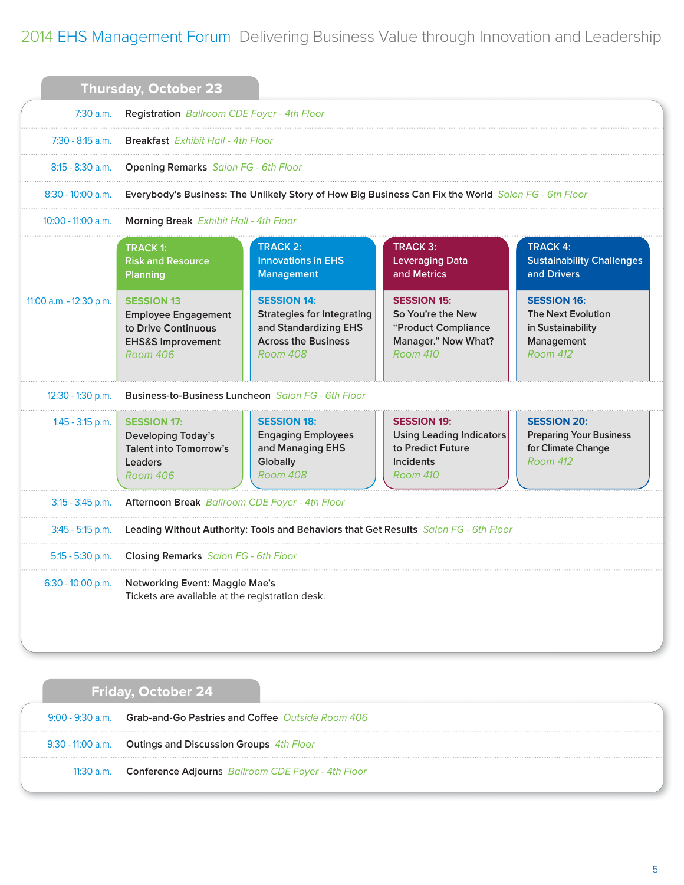# 2014 EHS Management Forum Delivering Business Value through Innovation and Leadership

## Thursday, October 23

| | |
|---|---|
| 7:30 a.m. | **Registration** *Ballroom CDE Foyer - 4th Floor* |
| 7:30 - 8:15 a.m. | **Breakfast** *Exhibit Hall - 4th Floor* |
| 8:15 - 8:30 a.m. | **Opening Remarks** *Salon FG - 6th Floor* |
| 8:30 - 10:00 a.m. | **Everybody's Business: The Unlikely Story of How Big Business Can Fix the World** *Salon FG - 6th Floor* |
| 10:00 - 11:00 a.m. | **Morning Break** *Exhibit Hall - 4th Floor* |

| | TRACK 1: Risk and Resource Planning | TRACK 2: Innovations in EHS Management | TRACK 3: Leveraging Data and Metrics | TRACK 4: Sustainability Challenges and Drivers |
|---|---|---|---|---|
| 11:00 a.m. - 12:30 p.m. | **SESSION 13** Employee Engagement to Drive Continuous EHS&S Improvement *Room 406* | **SESSION 14:** Strategies for Integrating and Standardizing EHS Across the Business *Room 408* | **SESSION 15:** So You're the New "Product Compliance Manager." Now What? *Room 410* | **SESSION 16:** The Next Evolution in Sustainability Management *Room 412* |
| 12:30 - 1:30 p.m. | **Business-to-Business Luncheon** *Salon FG - 6th Floor* | | | |
| 1:45 - 3:15 p.m. | **SESSION 17:** Developing Today's Talent into Tomorrow's Leaders *Room 406* | **SESSION 18:** Engaging Employees and Managing EHS Globally *Room 408* | **SESSION 19:** Using Leading Indicators to Predict Future Incidents *Room 410* | **SESSION 20:** Preparing Your Business for Climate Change *Room 412* |

| | |
|---|---|
| 3:15 - 3:45 p.m. | **Afternoon Break** *Ballroom CDE Foyer - 4th Floor* |
| 3:45 - 5:15 p.m. | **Leading Without Authority: Tools and Behaviors that Get Results** *Salon FG - 6th Floor* |
| 5:15 - 5:30 p.m. | **Closing Remarks** *Salon FG - 6th Floor* |
| 6:30 - 10:00 p.m. | **Networking Event: Maggie Mae's** Tickets are available at the registration desk. |

## Friday, October 24

| | |
|---|---|
| 9:00 - 9:30 a.m. | **Grab-and-Go Pastries and Coffee** *Outside Room 406* |
| 9:30 - 11:00 a.m. | **Outings and Discussion Groups** *4th Floor* |
| 11:30 a.m. | **Conference Adjourns** *Ballroom CDE Foyer - 4th Floor* |